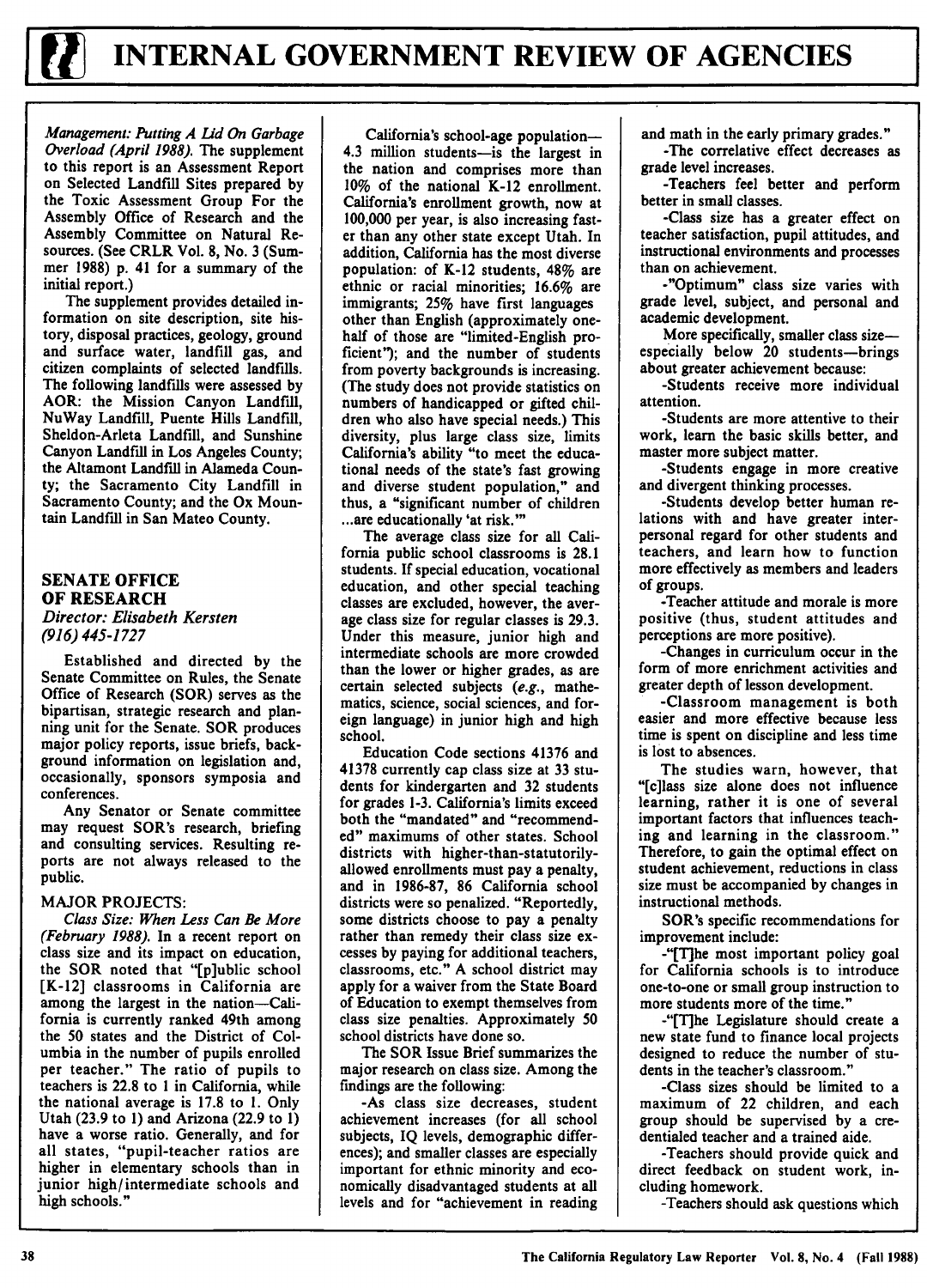*Management: Putting A Lid On Garbage Overload (April 1988).* The supplement to this report is an Assessment Report on Selected Landfill Sites prepared by the Toxic Assessment Group For the Assembly Office of Research and the Assembly Committee on Natural Resources. (See CRLR Vol. 8, No. 3 (Summer 1988) p. 41 for a summary of the initial report.)

The supplement provides detailed information on site description, site history, disposal practices, geology, ground and surface water, landfill gas, and citizen complaints of selected landfills. The following landfills were assessed by AOR: the Mission Canyon Landfill, NuWay Landfill, Puente Hills Landfill, Sheldon-Arleta Landfill, and Sunshine Canyon Landfill in Los Angeles County; the Altamont Landfill in Alameda County; the Sacramento City Landfill in Sacramento County; and the Ox Mountain Landfill in San Mateo County.

## SENATE OFFICE OF RESEARCH

*Director: Elisabeth Kersten*
*(916) 445-1727*

Established and directed by the Senate Committee on Rules, the Senate Office of Research (SOR) serves as the bipartisan, strategic research and planning unit for the Senate. SOR produces major policy reports, issue briefs, background information on legislation and, occasionally, sponsors symposia and conferences.

Any Senator or Senate committee may request SOR's research, briefing and consulting services. Resulting reports are not always released to the public.

### MAJOR PROJECTS:

*Class Size: When Less Can Be More (February 1988).* In a recent report on class size and its impact on education, the SOR noted that "[p]ublic school [K-12] classrooms in California are among the largest in the nation—California is currently ranked 49th among the 50 states and the District of Columbia in the number of pupils enrolled per teacher." The ratio of pupils to teachers is 22.8 to 1 in California, while the national average is 17.8 to 1. Only Utah (23.9 to 1) and Arizona (22.9 to 1) have a worse ratio. Generally, and for all states, "pupil-teacher ratios are higher in elementary schools than in junior high/intermediate schools and high schools."

California's school-age population—4.3 million students—is the largest in the nation and comprises more than 10% of the national K-12 enrollment. California's enrollment growth, now at 100,000 per year, is also increasing faster than any other state except Utah. In addition, California has the most diverse population: of K-12 students, 48% are ethnic or racial minorities; 16.6% are immigrants; 25% have first languages other than English (approximately one-half of those are "limited-English proficient"); and the number of students from poverty backgrounds is increasing. (The study does not provide statistics on numbers of handicapped or gifted children who also have special needs.) This diversity, plus large class size, limits California's ability "to meet the educational needs of the state's fast growing and diverse student population," and thus, a "significant number of children ...are educationally 'at risk.'"

The average class size for all California public school classrooms is 28.1 students. If special education, vocational education, and other special teaching classes are excluded, however, the average class size for regular classes is 29.3. Under this measure, junior high and intermediate schools are more crowded than the lower or higher grades, as are certain selected subjects (*e.g.*, mathematics, science, social sciences, and foreign language) in junior high and high school.

Education Code sections 41376 and 41378 currently cap class size at 33 students for kindergarten and 32 students for grades 1-3. California's limits exceed both the "mandated" and "recommended" maximums of other states. School districts with higher-than-statutorily-allowed enrollments must pay a penalty, and in 1986-87, 86 California school districts were so penalized. "Reportedly, some districts choose to pay a penalty rather than remedy their class size excesses by paying for additional teachers, classrooms, etc." A school district may apply for a waiver from the State Board of Education to exempt themselves from class size penalties. Approximately 50 school districts have done so.

The SOR Issue Brief summarizes the major research on class size. Among the findings are the following:

-As class size decreases, student achievement increases (for all school subjects, IQ levels, demographic differences); and smaller classes are especially important for ethnic minority and economically disadvantaged students at all levels and for "achievement in reading and math in the early primary grades."

-The correlative effect decreases as grade level increases.

-Teachers feel better and perform better in small classes.

-Class size has a greater effect on teacher satisfaction, pupil attitudes, and instructional environments and processes than on achievement.

-"Optimum" class size varies with grade level, subject, and personal and academic development.

More specifically, smaller class size—especially below 20 students—brings about greater achievement because:

-Students receive more individual attention.

-Students are more attentive to their work, learn the basic skills better, and master more subject matter.

-Students engage in more creative and divergent thinking processes.

-Students develop better human relations with and have greater interpersonal regard for other students and teachers, and learn how to function more effectively as members and leaders of groups.

-Teacher attitude and morale is more positive (thus, student attitudes and perceptions are more positive).

-Changes in curriculum occur in the form of more enrichment activities and greater depth of lesson development.

-Classroom management is both easier and more effective because less time is spent on discipline and less time is lost to absences.

The studies warn, however, that "[c]lass size alone does not influence learning, rather it is one of several important factors that influences teaching and learning in the classroom." Therefore, to gain the optimal effect on student achievement, reductions in class size must be accompanied by changes in instructional methods.

SOR's specific recommendations for improvement include:

-"[T]he most important policy goal for California schools is to introduce one-to-one or small group instruction to more students more of the time."

-"[T]he Legislature should create a new state fund to finance local projects designed to reduce the number of students in the teacher's classroom."

-Class sizes should be limited to a maximum of 22 children, and each group should be supervised by a credentialed teacher and a trained aide.

-Teachers should provide quick and direct feedback on student work, including homework.

-Teachers should ask questions which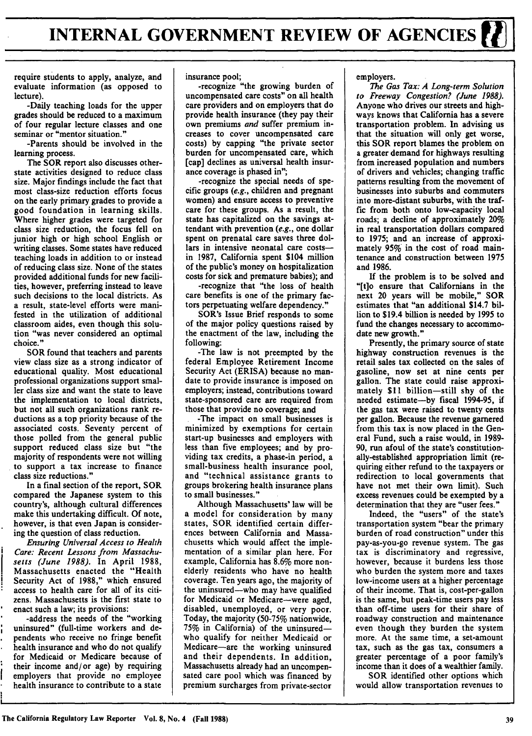require students to apply, analyze, and evaluate information (as opposed to lecture).

-Daily teaching loads for the upper grades should be reduced to a maximum of four regular lecture classes and one seminar or "mentor situation."

-Parents should be involved in the learning process.

The SOR report also discusses other-state activities designed to reduce class size. Major findings include the fact that most class-size reduction efforts focus on the early primary grades to provide a good foundation in learning skills. Where higher grades were targeted for class size reduction, the focus fell on junior high or high school English or writing classes. Some states have reduced teaching loads in addition to or instead of reducing class size. None of the states provided additional funds for new facilities, however, preferring instead to leave such decisions to the local districts. As a result, state-level efforts were manifested in the utilization of additional classroom aides, even though this solution "was never considered an optimal choice."

SOR found that teachers and parents view class size as a strong indicator of educational quality. Most educational professional organizations support smaller class size and want the state to leave the implementation to local districts, but not all such organizations rank reductions as a top priority because of the associated costs. Seventy percent of those polled from the general public support reduced class size but "the majority of respondents were not willing to support a tax increase to finance class size reductions."

In a final section of the report, SOR compared the Japanese system to this country's, although cultural differences make this undertaking difficult. Of note, however, is that even Japan is considering the question of class reduction.

*Ensuring Universal Access to Health Care: Recent Lessons from Massachusetts (June 1988).* In April 1988, Massachusetts enacted the "Health Security Act of 1988," which ensured access to health care for all of its citizens. Massachusetts is the first state to enact such a law; its provisions:

-address the needs of the "working uninsured" (full-time workers and dependents who receive no fringe benefit health insurance and who do not qualify for Medicaid or Medicare because of their income and/or age) by requiring employers that provide no employee health insurance to contribute to a state insurance pool;

-recognize "the growing burden of uncompensated care costs" on all health care providers and on employers that do provide health insurance (they pay their own premiums *and* suffer premium increases to cover uncompensated care costs) by capping "the private sector burden for uncompensated care, which [cap] declines as universal health insurance coverage is phased in";

-recognize the special needs of specific groups (*e.g.*, children and pregnant women) and ensure access to preventive care for these groups. As a result, the state has capitalized on the savings attendant with prevention (*e.g.*, one dollar spent on prenatal care saves three dollars in intensive neonatal care costs—in 1987, California spent $104 million of the public's money on hospitalization costs for sick and premature babies); and

-recognize that "the loss of health care benefits is one of the primary factors perpetuating welfare dependency."

SOR's Issue Brief responds to some of the major policy questions raised by the enactment of the law, including the following:

-The law is not preempted by the federal Employee Retirement Income Security Act (ERISA) because no mandate to provide insurance is imposed on employers; instead, contributions toward state-sponsored care are required from those that provide no coverage; and

-The impact on small businesses is minimized by exemptions for certain start-up businesses and employers with less than five employees; and by providing tax credits, a phase-in period, a small-business health insurance pool, and "technical assistance grants to groups brokering health insurance plans to small businesses."

Although Massachusetts' law will be a model for consideration by many states, SOR identified certain differences between California and Massachusetts which would affect the implementation of a similar plan here. For example, California has 8.6% more non-elderly residents who have no health coverage. Ten years ago, the majority of the uninsured—who may have qualified for Medicaid or Medicare—were aged, disabled, unemployed, or very poor. Today, the majority (50-75% nationwide, 75% in California) of the uninsured—who qualify for neither Medicaid or Medicare—are the working uninsured and their dependents. In addition, Massachusetts already had an uncompensated care pool which was financed by premium surcharges from private-sector employers.

*The Gas Tax: A Long-term Solution to Freeway Congestion? (June 1988).* Anyone who drives our streets and highways knows that California has a severe transportation problem. In advising us that the situation will only get worse, this SOR report blames the problem on a greater demand for highways resulting from increased population and numbers of drivers and vehicles; changing traffic patterns resulting from the movement of businesses into suburbs and commuters into more-distant suburbs, with the traffic from both onto low-capacity local roads; a decline of approximately 20% in real transportation dollars compared to 1975; and an increase of approximately 95% in the cost of road maintenance and construction between 1975 and 1986.

If the problem is to be solved and "[t]o ensure that Californians in the next 20 years will be mobile," SOR estimates that "an additional $14.7 billion to $19.4 billion is needed by 1995 to fund the changes necessary to accommodate new growth."

Presently, the primary source of state highway construction revenues is the retail sales tax collected on the sales of gasoline, now set at nine cents per gallon. The state could raise approximately $11 billion—still shy of the needed estimate—by fiscal 1994-95, if the gas tax were raised to twenty cents per gallon. Because the revenue garnered from this tax is now placed in the General Fund, such a raise would, in 1989-90, run afoul of the state's constitutionally-established appropriation limit (requiring either refund to the taxpayers or redirection to local governments that have not met their own limit). Such excess revenues could be exempted by a determination that they are "user fees."

Indeed, the "users" of the state's transportation system "bear the primary burden of road construction" under this pay-as-you-go revenue system. The gas tax is discriminatory and regressive, however, because it burdens less those who burden the system more and taxes low-income users at a higher percentage of their income. That is, cost-per-gallon is the same, but peak-time users pay less than off-time users for their share of roadway construction and maintenance even though they burden the system more. At the same time, a set-amount tax, such as the gas tax, consumers a greater percentage of a poor family's income than it does of a wealthier family.

SOR identified other options which would allow transportation revenues to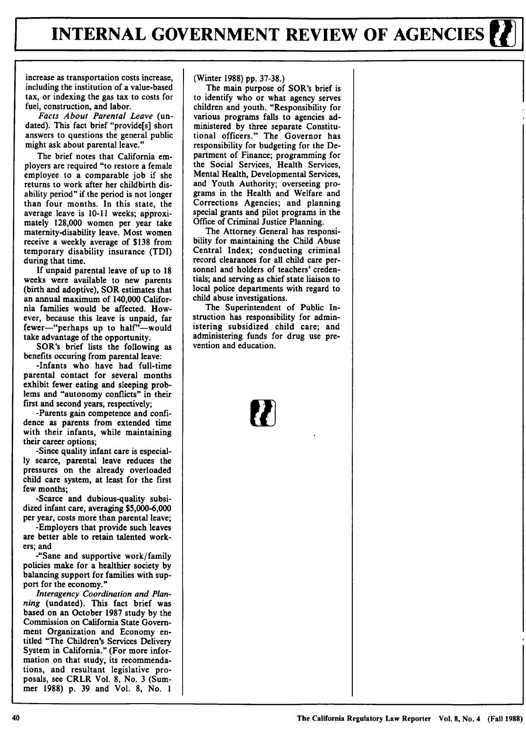increase as transportation costs increase, including the institution of a value-based tax, or indexing the gas tax to costs for fuel, construction, and labor.

*Facts About Parental Leave* (undated). This fact brief "provide[s] short answers to questions the general public might ask about parental leave."

The brief notes that California employers are required "to restore a female employee to a comparable job if she returns to work after her childbirth disability period" if the period is not longer than four months. In this state, the average leave is 10-11 weeks; approximately 128,000 women per year take maternity-disability leave. Most women receive a weekly average of $138 from temporary disability insurance (TDI) during that time.

If unpaid parental leave of up to 18 weeks were available to new parents (birth and adoptive), SOR estimates that an annual maximum of 140,000 California families would be affected. However, because this leave is unpaid, far fewer—"perhaps up to half"—would take advantage of the opportunity.

SOR's brief lists the following as benefits occuring from parental leave:

-Infants who have had full-time parental contact for several months exhibit fewer eating and sleeping problems and "autonomy conflicts" in their first and second years, respectively;

-Parents gain competence and confidence as parents from extended time with their infants, while maintaining their career options;

-Since quality infant care is especially scarce, parental leave reduces the pressures on the already overloaded child care system, at least for the first few months;

-Scarce and dubious-quality subsidized infant care, averaging $5,000-6,000 per year, costs more than parental leave;

-Employers that provide such leaves are better able to retain talented workers; and

-"Sane and supportive work/family policies make for a healthier society by balancing support for families with support for the economy."

*Interagency Coordination and Planning* (undated). This fact brief was based on an October 1987 study by the Commission on California State Government Organization and Economy entitled "The Children's Services Delivery System in California." (For more information on that study, its recommendations, and resultant legislative proposals, see CRLR Vol. 8, No. 3 (Summer 1988) p. 39 and Vol. 8, No. 1 (Winter 1988) pp. 37-38.)

The main purpose of SOR's brief is to identify who or what agency serves children and youth. "Responsibility for various programs falls to agencies administered by three separate Constitutional officers." The Governor has responsibility for budgeting for the Department of Finance; programming for the Social Services, Health Services, Mental Health, Developmental Services, and Youth Authority; overseeing programs in the Health and Welfare and Corrections Agencies; and planning special grants and pilot programs in the Office of Criminal Justice Planning.

The Attorney General has responsibility for maintaining the Child Abuse Central Index; conducting criminal record clearances for all child care personnel and holders of teachers' credentials; and serving as chief state liaison to local police departments with regard to child abuse investigations.

The Superintendent of Public Instruction has responsibility for administering subsidized child care; and administering funds for drug use prevention and education.